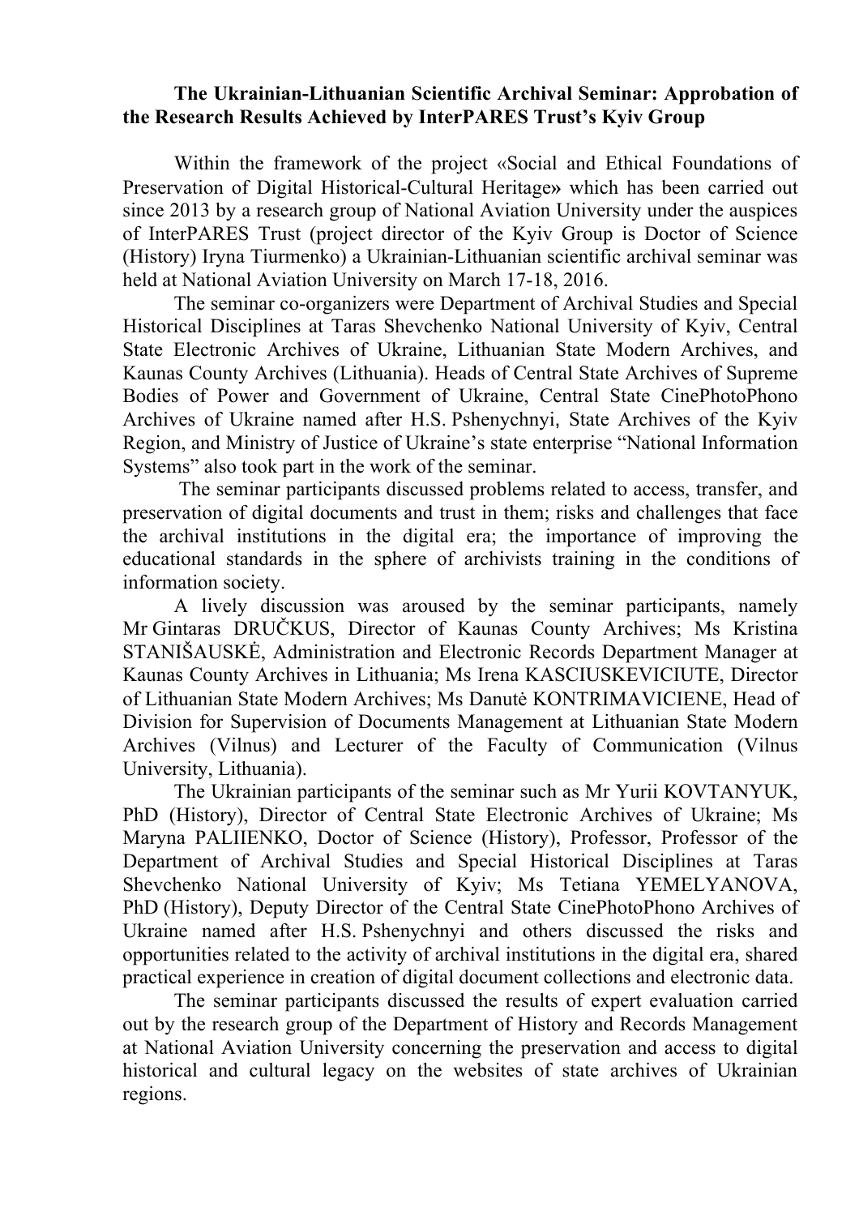# The Ukrainian-Lithuanian Scientific Archival Seminar: Approbation of the Research Results Achieved by InterPARES Trust's Kyiv Group

Within the framework of the project «Social and Ethical Foundations of Preservation of Digital Historical-Cultural Heritage**»** which has been carried out since 2013 by a research group of National Aviation University under the auspices of InterPARES Trust (project director of the Kyiv Group is Doctor of Science (History) Iryna Tiurmenko) a Ukrainian-Lithuanian scientific archival seminar was held at National Aviation University on March 17-18, 2016.

The seminar co-organizers were Department of Archival Studies and Special Historical Disciplines at Taras Shevchenko National University of Kyiv, Central State Electronic Archives of Ukraine, Lithuanian State Modern Archives, and Kaunas County Archives (Lithuania). Heads of Central State Archives of Supreme Bodies of Power and Government of Ukraine, Central State CinePhotoPhono Archives of Ukraine named after H.S. Pshenychnyi, State Archives of the Kyiv Region, and Ministry of Justice of Ukraine's state enterprise "National Information Systems" also took part in the work of the seminar.

The seminar participants discussed problems related to access, transfer, and preservation of digital documents and trust in them; risks and challenges that face the archival institutions in the digital era; the importance of improving the educational standards in the sphere of archivists training in the conditions of information society.

A lively discussion was aroused by the seminar participants, namely Mr Gintaras DRUČKUS, Director of Kaunas County Archives; Ms Kristina STANIŠAUSKĖ, Administration and Electronic Records Department Manager at Kaunas County Archives in Lithuania; Ms Irena KASCIUSKEVICIUTE, Director of Lithuanian State Modern Archives; Ms Danutė KONTRIMAVICIENE, Head of Division for Supervision of Documents Management at Lithuanian State Modern Archives (Vilnus) and Lecturer of the Faculty of Communication (Vilnus University, Lithuania).

The Ukrainian participants of the seminar such as Mr Yurii KOVTANYUK, PhD (History), Director of Central State Electronic Archives of Ukraine; Ms Maryna PALIIENKO, Doctor of Science (History), Professor, Professor of the Department of Archival Studies and Special Historical Disciplines at Taras Shevchenko National University of Kyiv; Ms Tetiana YEMELYANOVA, PhD (History), Deputy Director of the Central State CinePhotoPhono Archives of Ukraine named after H.S. Pshenychnyi and others discussed the risks and opportunities related to the activity of archival institutions in the digital era, shared practical experience in creation of digital document collections and electronic data.

The seminar participants discussed the results of expert evaluation carried out by the research group of the Department of History and Records Management at National Aviation University concerning the preservation and access to digital historical and cultural legacy on the websites of state archives of Ukrainian regions.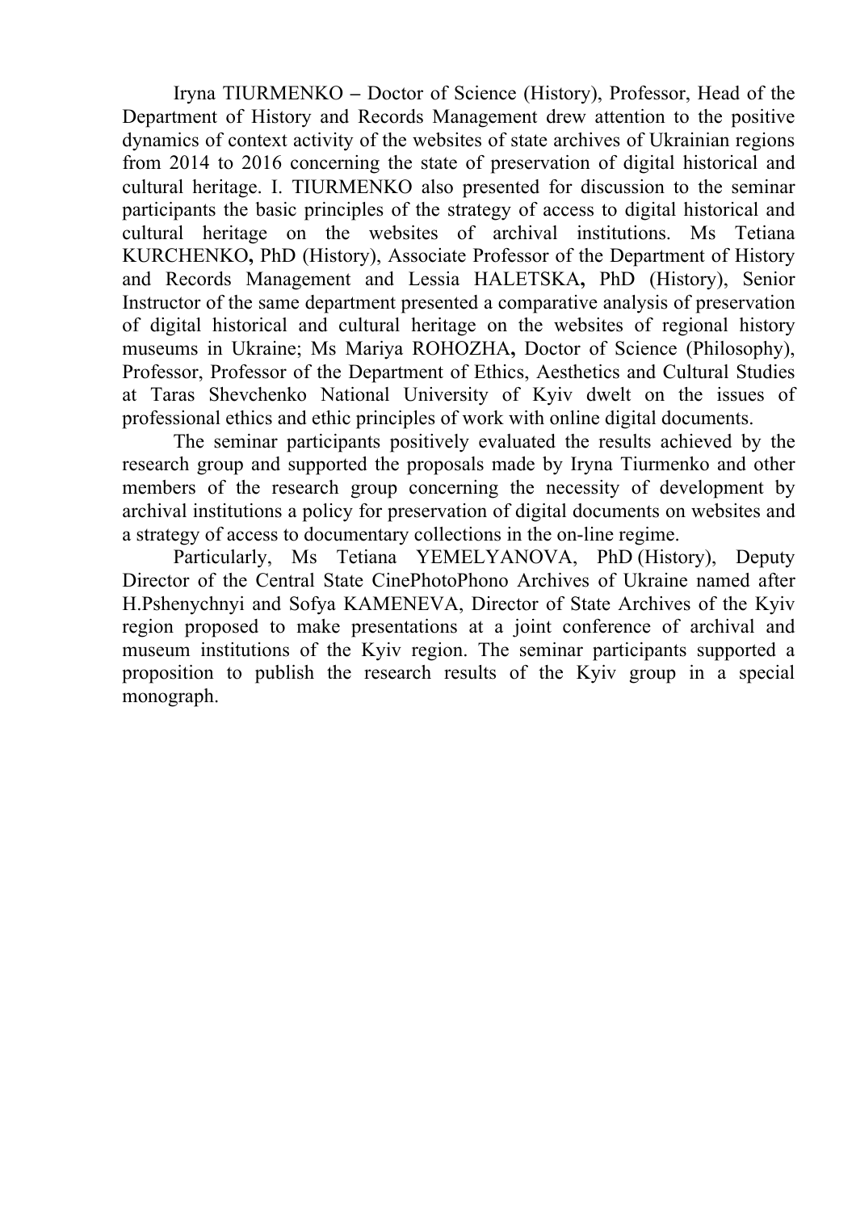Iryna TIURMENKO – Doctor of Science (History), Professor, Head of the Department of History and Records Management drew attention to the positive dynamics of context activity of the websites of state archives of Ukrainian regions from 2014 to 2016 concerning the state of preservation of digital historical and cultural heritage. I. TIURMENKO also presented for discussion to the seminar participants the basic principles of the strategy of access to digital historical and cultural heritage on the websites of archival institutions. Ms Tetiana KURCHENKO**,** PhD (History), Associate Professor of the Department of History and Records Management and Lessia HALETSKA**,** PhD (History), Senior Instructor of the same department presented a comparative analysis of preservation of digital historical and cultural heritage on the websites of regional history museums in Ukraine; Ms Mariya ROHOZHA**,** Doctor of Science (Philosophy), Professor, Professor of the Department of Ethics, Aesthetics and Cultural Studies at Taras Shevchenko National University of Kyiv dwelt on the issues of professional ethics and ethic principles of work with online digital documents.

The seminar participants positively evaluated the results achieved by the research group and supported the proposals made by Iryna Tiurmenko and other members of the research group concerning the necessity of development by archival institutions a policy for preservation of digital documents on websites and a strategy of access to documentary collections in the on-line regime.

Particularly, Ms Tetiana YEMELYANOVA, PhD (History), Deputy Director of the Central State CinePhotoPhono Archives of Ukraine named after H.Pshenychnyi and Sofya KAMENEVA, Director of State Archives of the Kyiv region proposed to make presentations at a joint conference of archival and museum institutions of the Kyiv region. The seminar participants supported a proposition to publish the research results of the Kyiv group in a special monograph.